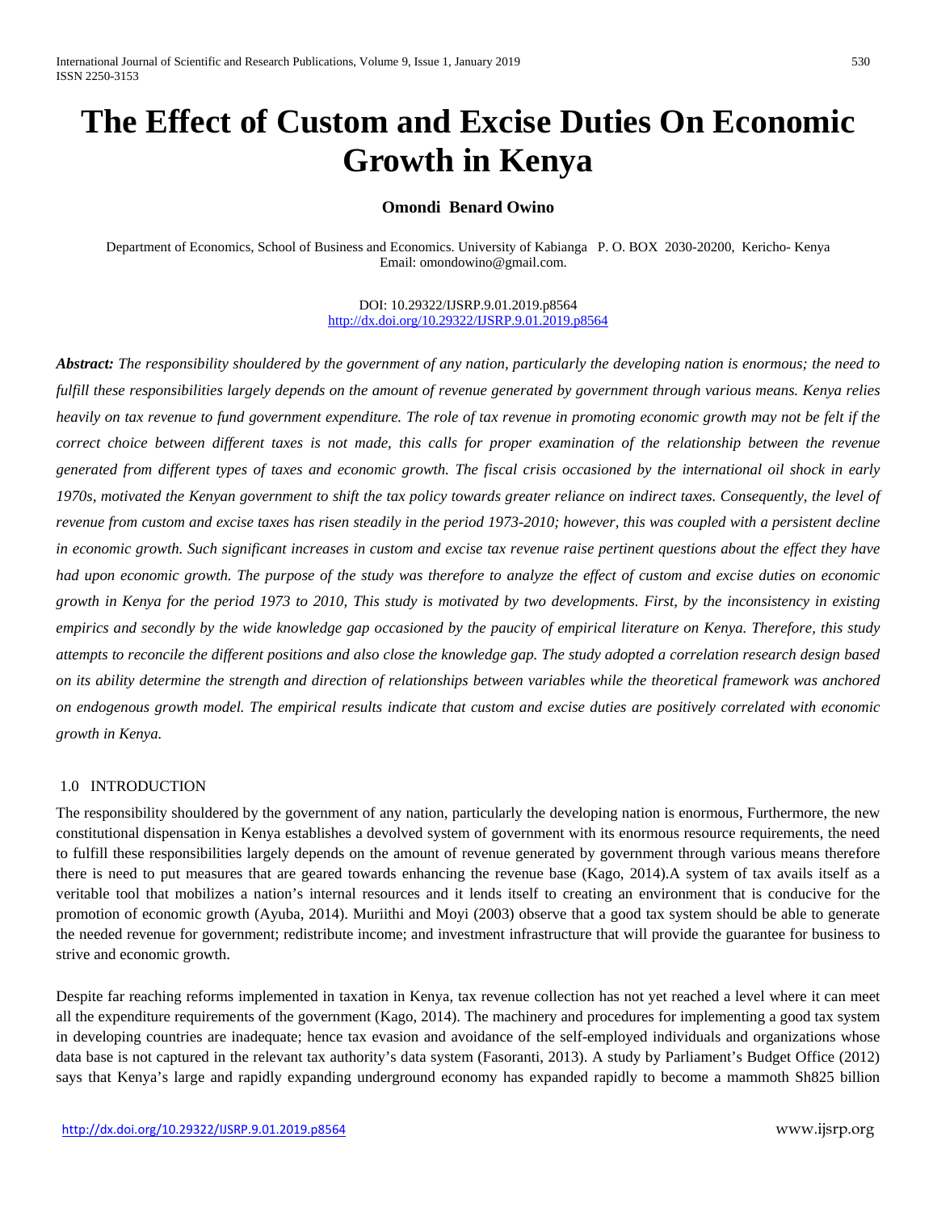# The Effect of Custom and Excise Duties On Economic Growth in Kenya

**Omondi Benard Owino**

Department of Economics, School of Business and Economics. University of Kabianga P. O. BOX 2030-20200, Kericho- Kenya
Email: omondowino@gmail.com.

DOI: 10.29322/IJSRP.9.01.2019.p8564
http://dx.doi.org/10.29322/IJSRP.9.01.2019.p8564

***Abstract:*** *The responsibility shouldered by the government of any nation, particularly the developing nation is enormous; the need to fulfill these responsibilities largely depends on the amount of revenue generated by government through various means. Kenya relies heavily on tax revenue to fund government expenditure. The role of tax revenue in promoting economic growth may not be felt if the correct choice between different taxes is not made, this calls for proper examination of the relationship between the revenue generated from different types of taxes and economic growth. The fiscal crisis occasioned by the international oil shock in early 1970s, motivated the Kenyan government to shift the tax policy towards greater reliance on indirect taxes. Consequently, the level of revenue from custom and excise taxes has risen steadily in the period 1973-2010; however, this was coupled with a persistent decline in economic growth. Such significant increases in custom and excise tax revenue raise pertinent questions about the effect they have had upon economic growth. The purpose of the study was therefore to analyze the effect of custom and excise duties on economic growth in Kenya for the period 1973 to 2010, This study is motivated by two developments. First, by the inconsistency in existing empirics and secondly by the wide knowledge gap occasioned by the paucity of empirical literature on Kenya. Therefore, this study attempts to reconcile the different positions and also close the knowledge gap. The study adopted a correlation research design based on its ability determine the strength and direction of relationships between variables while the theoretical framework was anchored on endogenous growth model. The empirical results indicate that custom and excise duties are positively correlated with economic growth in Kenya.*

## 1.0 INTRODUCTION

The responsibility shouldered by the government of any nation, particularly the developing nation is enormous, Furthermore, the new constitutional dispensation in Kenya establishes a devolved system of government with its enormous resource requirements, the need to fulfill these responsibilities largely depends on the amount of revenue generated by government through various means therefore there is need to put measures that are geared towards enhancing the revenue base (Kago, 2014).A system of tax avails itself as a veritable tool that mobilizes a nation's internal resources and it lends itself to creating an environment that is conducive for the promotion of economic growth (Ayuba, 2014). Muriithi and Moyi (2003) observe that a good tax system should be able to generate the needed revenue for government; redistribute income; and investment infrastructure that will provide the guarantee for business to strive and economic growth.

Despite far reaching reforms implemented in taxation in Kenya, tax revenue collection has not yet reached a level where it can meet all the expenditure requirements of the government (Kago, 2014). The machinery and procedures for implementing a good tax system in developing countries are inadequate; hence tax evasion and avoidance of the self-employed individuals and organizations whose data base is not captured in the relevant tax authority's data system (Fasoranti, 2013). A study by Parliament's Budget Office (2012) says that Kenya's large and rapidly expanding underground economy has expanded rapidly to become a mammoth Sh825 billion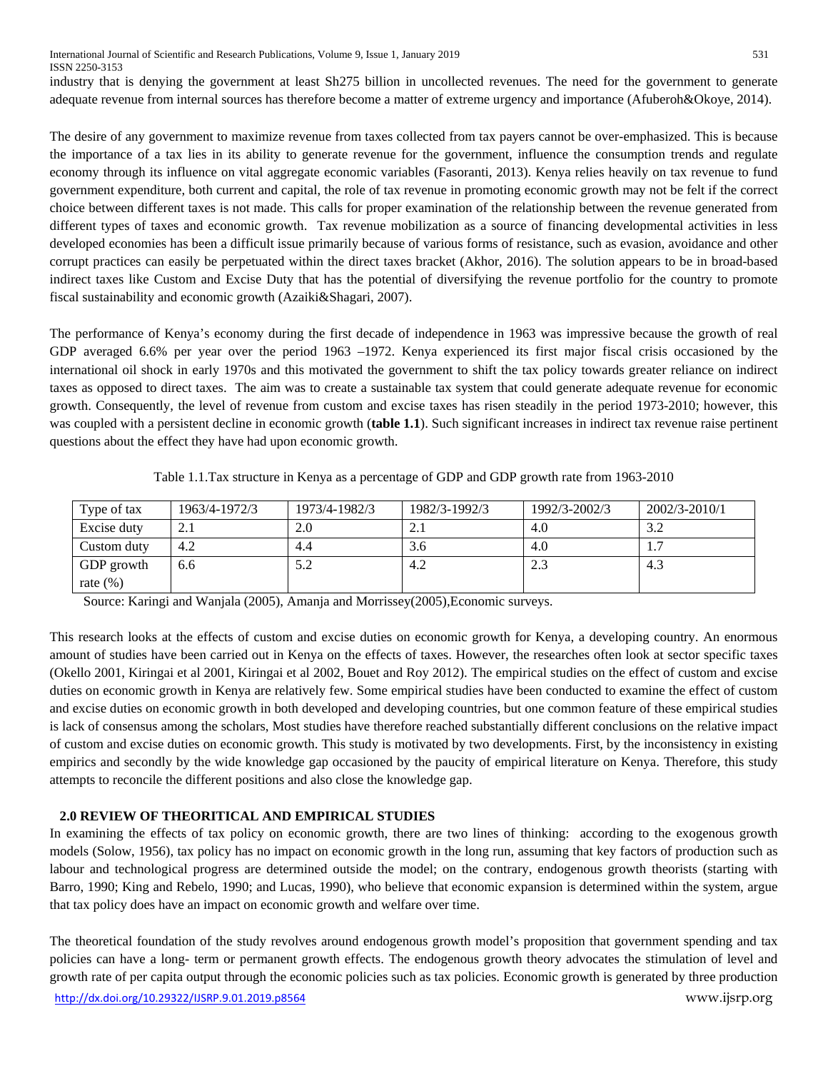industry that is denying the government at least Sh275 billion in uncollected revenues. The need for the government to generate adequate revenue from internal sources has therefore become a matter of extreme urgency and importance (Afuberoh&Okoye, 2014).

The desire of any government to maximize revenue from taxes collected from tax payers cannot be over-emphasized. This is because the importance of a tax lies in its ability to generate revenue for the government, influence the consumption trends and regulate economy through its influence on vital aggregate economic variables (Fasoranti, 2013). Kenya relies heavily on tax revenue to fund government expenditure, both current and capital, the role of tax revenue in promoting economic growth may not be felt if the correct choice between different taxes is not made. This calls for proper examination of the relationship between the revenue generated from different types of taxes and economic growth. Tax revenue mobilization as a source of financing developmental activities in less developed economies has been a difficult issue primarily because of various forms of resistance, such as evasion, avoidance and other corrupt practices can easily be perpetuated within the direct taxes bracket (Akhor, 2016). The solution appears to be in broad-based indirect taxes like Custom and Excise Duty that has the potential of diversifying the revenue portfolio for the country to promote fiscal sustainability and economic growth (Azaiki&Shagari, 2007).

The performance of Kenya's economy during the first decade of independence in 1963 was impressive because the growth of real GDP averaged 6.6% per year over the period 1963 –1972. Kenya experienced its first major fiscal crisis occasioned by the international oil shock in early 1970s and this motivated the government to shift the tax policy towards greater reliance on indirect taxes as opposed to direct taxes. The aim was to create a sustainable tax system that could generate adequate revenue for economic growth. Consequently, the level of revenue from custom and excise taxes has risen steadily in the period 1973-2010; however, this was coupled with a persistent decline in economic growth (**table 1.1**). Such significant increases in indirect tax revenue raise pertinent questions about the effect they have had upon economic growth.

Table 1.1.Tax structure in Kenya as a percentage of GDP and GDP growth rate from 1963-2010

| Type of tax | 1963/4-1972/3 | 1973/4-1982/3 | 1982/3-1992/3 | 1992/3-2002/3 | 2002/3-2010/1 |
|---|---|---|---|---|---|
| Excise duty | 2.1 | 2.0 | 2.1 | 4.0 | 3.2 |
| Custom duty | 4.2 | 4.4 | 3.6 | 4.0 | 1.7 |
| GDP growth rate (%) | 6.6 | 5.2 | 4.2 | 2.3 | 4.3 |

Source: Karingi and Wanjala (2005), Amanja and Morrissey(2005),Economic surveys.

This research looks at the effects of custom and excise duties on economic growth for Kenya, a developing country. An enormous amount of studies have been carried out in Kenya on the effects of taxes. However, the researches often look at sector specific taxes (Okello 2001, Kiringai et al 2001, Kiringai et al 2002, Bouet and Roy 2012). The empirical studies on the effect of custom and excise duties on economic growth in Kenya are relatively few. Some empirical studies have been conducted to examine the effect of custom and excise duties on economic growth in both developed and developing countries, but one common feature of these empirical studies is lack of consensus among the scholars, Most studies have therefore reached substantially different conclusions on the relative impact of custom and excise duties on economic growth. This study is motivated by two developments. First, by the inconsistency in existing empirics and secondly by the wide knowledge gap occasioned by the paucity of empirical literature on Kenya. Therefore, this study attempts to reconcile the different positions and also close the knowledge gap.

## 2.0 REVIEW OF THEORITICAL AND EMPIRICAL STUDIES

In examining the effects of tax policy on economic growth, there are two lines of thinking: according to the exogenous growth models (Solow, 1956), tax policy has no impact on economic growth in the long run, assuming that key factors of production such as labour and technological progress are determined outside the model; on the contrary, endogenous growth theorists (starting with Barro, 1990; King and Rebelo, 1990; and Lucas, 1990), who believe that economic expansion is determined within the system, argue that tax policy does have an impact on economic growth and welfare over time.

The theoretical foundation of the study revolves around endogenous growth model's proposition that government spending and tax policies can have a long- term or permanent growth effects. The endogenous growth theory advocates the stimulation of level and growth rate of per capita output through the economic policies such as tax policies. Economic growth is generated by three production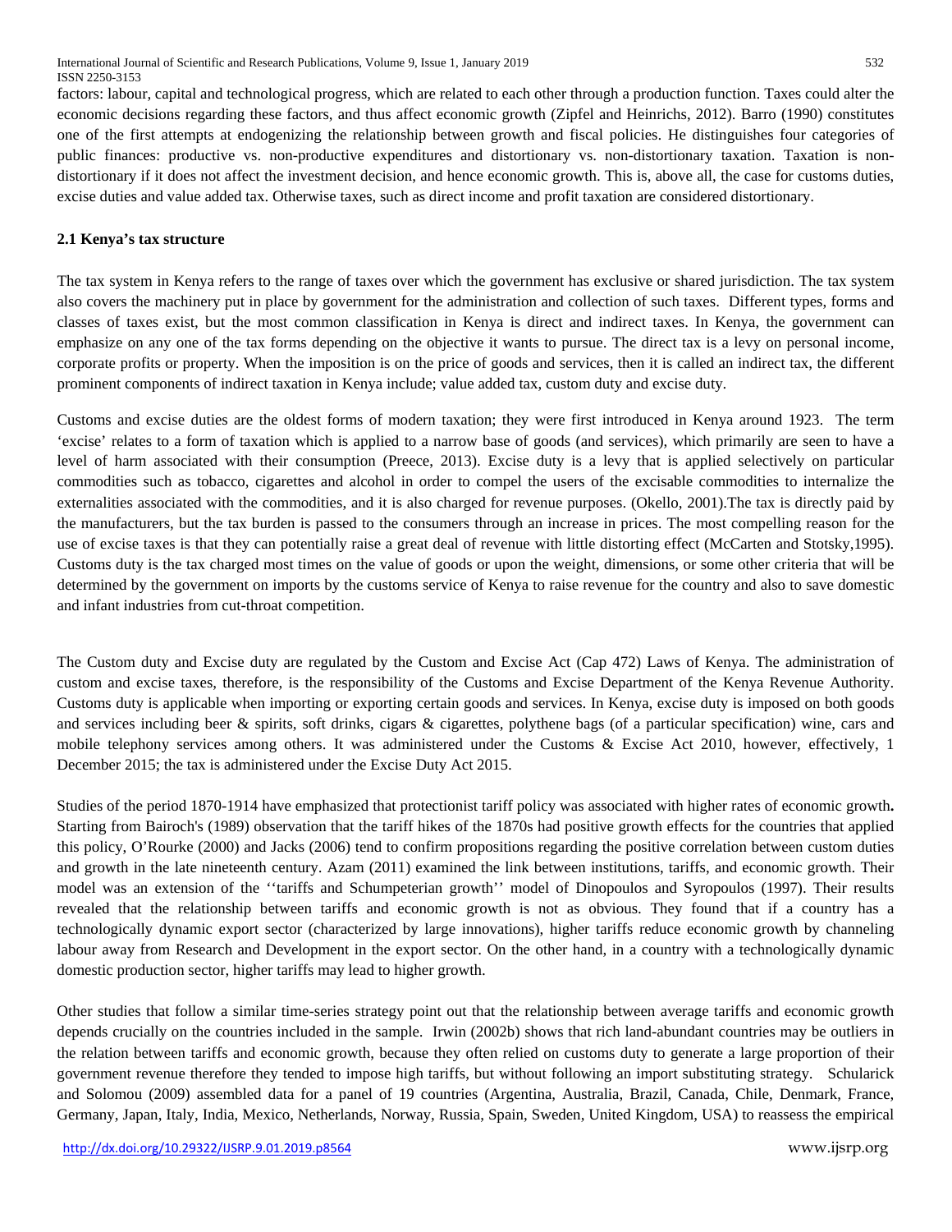factors: labour, capital and technological progress, which are related to each other through a production function. Taxes could alter the economic decisions regarding these factors, and thus affect economic growth (Zipfel and Heinrichs, 2012). Barro (1990) constitutes one of the first attempts at endogenizing the relationship between growth and fiscal policies. He distinguishes four categories of public finances: productive vs. non-productive expenditures and distortionary vs. non-distortionary taxation. Taxation is non-distortionary if it does not affect the investment decision, and hence economic growth. This is, above all, the case for customs duties, excise duties and value added tax. Otherwise taxes, such as direct income and profit taxation are considered distortionary.

### 2.1 Kenya's tax structure

The tax system in Kenya refers to the range of taxes over which the government has exclusive or shared jurisdiction. The tax system also covers the machinery put in place by government for the administration and collection of such taxes. Different types, forms and classes of taxes exist, but the most common classification in Kenya is direct and indirect taxes. In Kenya, the government can emphasize on any one of the tax forms depending on the objective it wants to pursue. The direct tax is a levy on personal income, corporate profits or property. When the imposition is on the price of goods and services, then it is called an indirect tax, the different prominent components of indirect taxation in Kenya include; value added tax, custom duty and excise duty.

Customs and excise duties are the oldest forms of modern taxation; they were first introduced in Kenya around 1923. The term 'excise' relates to a form of taxation which is applied to a narrow base of goods (and services), which primarily are seen to have a level of harm associated with their consumption (Preece, 2013). Excise duty is a levy that is applied selectively on particular commodities such as tobacco, cigarettes and alcohol in order to compel the users of the excisable commodities to internalize the externalities associated with the commodities, and it is also charged for revenue purposes. (Okello, 2001).The tax is directly paid by the manufacturers, but the tax burden is passed to the consumers through an increase in prices. The most compelling reason for the use of excise taxes is that they can potentially raise a great deal of revenue with little distorting effect (McCarten and Stotsky,1995). Customs duty is the tax charged most times on the value of goods or upon the weight, dimensions, or some other criteria that will be determined by the government on imports by the customs service of Kenya to raise revenue for the country and also to save domestic and infant industries from cut-throat competition.

The Custom duty and Excise duty are regulated by the Custom and Excise Act (Cap 472) Laws of Kenya. The administration of custom and excise taxes, therefore, is the responsibility of the Customs and Excise Department of the Kenya Revenue Authority. Customs duty is applicable when importing or exporting certain goods and services. In Kenya, excise duty is imposed on both goods and services including beer & spirits, soft drinks, cigars & cigarettes, polythene bags (of a particular specification) wine, cars and mobile telephony services among others. It was administered under the Customs & Excise Act 2010, however, effectively, 1 December 2015; the tax is administered under the Excise Duty Act 2015.

Studies of the period 1870-1914 have emphasized that protectionist tariff policy was associated with higher rates of economic growth**.** Starting from Bairoch's (1989) observation that the tariff hikes of the 1870s had positive growth effects for the countries that applied this policy, O'Rourke (2000) and Jacks (2006) tend to confirm propositions regarding the positive correlation between custom duties and growth in the late nineteenth century. Azam (2011) examined the link between institutions, tariffs, and economic growth. Their model was an extension of the ''tariffs and Schumpeterian growth'' model of Dinopoulos and Syropoulos (1997). Their results revealed that the relationship between tariffs and economic growth is not as obvious. They found that if a country has a technologically dynamic export sector (characterized by large innovations), higher tariffs reduce economic growth by channeling labour away from Research and Development in the export sector. On the other hand, in a country with a technologically dynamic domestic production sector, higher tariffs may lead to higher growth.

Other studies that follow a similar time-series strategy point out that the relationship between average tariffs and economic growth depends crucially on the countries included in the sample. Irwin (2002b) shows that rich land-abundant countries may be outliers in the relation between tariffs and economic growth, because they often relied on customs duty to generate a large proportion of their government revenue therefore they tended to impose high tariffs, but without following an import substituting strategy. Schularick and Solomou (2009) assembled data for a panel of 19 countries (Argentina, Australia, Brazil, Canada, Chile, Denmark, France, Germany, Japan, Italy, India, Mexico, Netherlands, Norway, Russia, Spain, Sweden, United Kingdom, USA) to reassess the empirical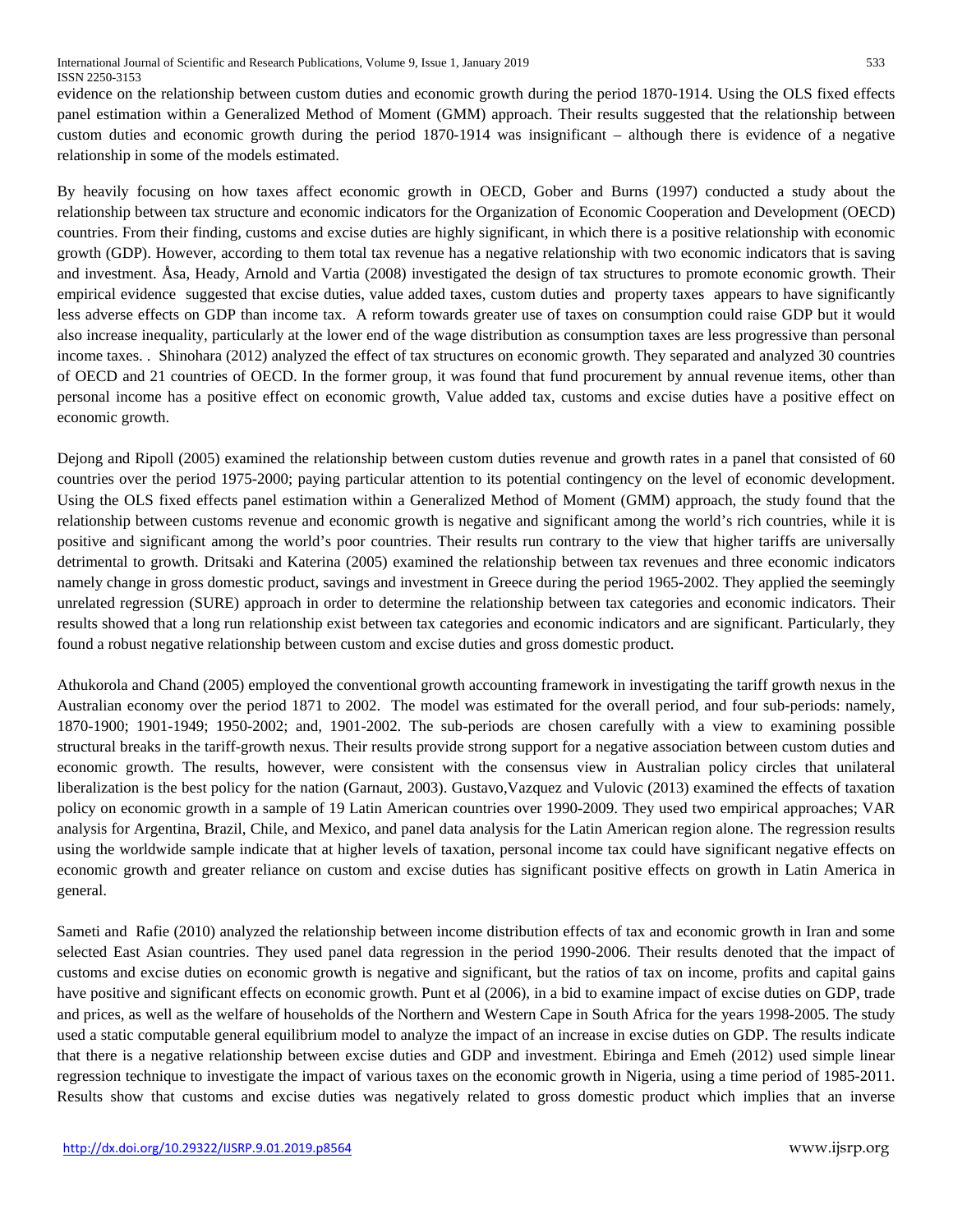evidence on the relationship between custom duties and economic growth during the period 1870-1914. Using the OLS fixed effects panel estimation within a Generalized Method of Moment (GMM) approach. Their results suggested that the relationship between custom duties and economic growth during the period 1870-1914 was insignificant – although there is evidence of a negative relationship in some of the models estimated.

By heavily focusing on how taxes affect economic growth in OECD, Gober and Burns (1997) conducted a study about the relationship between tax structure and economic indicators for the Organization of Economic Cooperation and Development (OECD) countries. From their finding, customs and excise duties are highly significant, in which there is a positive relationship with economic growth (GDP). However, according to them total tax revenue has a negative relationship with two economic indicators that is saving and investment. Åsa, Heady, Arnold and Vartia (2008) investigated the design of tax structures to promote economic growth. Their empirical evidence suggested that excise duties, value added taxes, custom duties and property taxes appears to have significantly less adverse effects on GDP than income tax. A reform towards greater use of taxes on consumption could raise GDP but it would also increase inequality, particularly at the lower end of the wage distribution as consumption taxes are less progressive than personal income taxes. . Shinohara (2012) analyzed the effect of tax structures on economic growth. They separated and analyzed 30 countries of OECD and 21 countries of OECD. In the former group, it was found that fund procurement by annual revenue items, other than personal income has a positive effect on economic growth, Value added tax, customs and excise duties have a positive effect on economic growth.

Dejong and Ripoll (2005) examined the relationship between custom duties revenue and growth rates in a panel that consisted of 60 countries over the period 1975-2000; paying particular attention to its potential contingency on the level of economic development. Using the OLS fixed effects panel estimation within a Generalized Method of Moment (GMM) approach, the study found that the relationship between customs revenue and economic growth is negative and significant among the world's rich countries, while it is positive and significant among the world's poor countries. Their results run contrary to the view that higher tariffs are universally detrimental to growth. Dritsaki and Katerina (2005) examined the relationship between tax revenues and three economic indicators namely change in gross domestic product, savings and investment in Greece during the period 1965-2002. They applied the seemingly unrelated regression (SURE) approach in order to determine the relationship between tax categories and economic indicators. Their results showed that a long run relationship exist between tax categories and economic indicators and are significant. Particularly, they found a robust negative relationship between custom and excise duties and gross domestic product.

Athukorola and Chand (2005) employed the conventional growth accounting framework in investigating the tariff growth nexus in the Australian economy over the period 1871 to 2002. The model was estimated for the overall period, and four sub-periods: namely, 1870-1900; 1901-1949; 1950-2002; and, 1901-2002. The sub-periods are chosen carefully with a view to examining possible structural breaks in the tariff-growth nexus. Their results provide strong support for a negative association between custom duties and economic growth. The results, however, were consistent with the consensus view in Australian policy circles that unilateral liberalization is the best policy for the nation (Garnaut, 2003). Gustavo,Vazquez and Vulovic (2013) examined the effects of taxation policy on economic growth in a sample of 19 Latin American countries over 1990-2009. They used two empirical approaches; VAR analysis for Argentina, Brazil, Chile, and Mexico, and panel data analysis for the Latin American region alone. The regression results using the worldwide sample indicate that at higher levels of taxation, personal income tax could have significant negative effects on economic growth and greater reliance on custom and excise duties has significant positive effects on growth in Latin America in general.

Sameti and Rafie (2010) analyzed the relationship between income distribution effects of tax and economic growth in Iran and some selected East Asian countries. They used panel data regression in the period 1990-2006. Their results denoted that the impact of customs and excise duties on economic growth is negative and significant, but the ratios of tax on income, profits and capital gains have positive and significant effects on economic growth. Punt et al (2006), in a bid to examine impact of excise duties on GDP, trade and prices, as well as the welfare of households of the Northern and Western Cape in South Africa for the years 1998-2005. The study used a static computable general equilibrium model to analyze the impact of an increase in excise duties on GDP. The results indicate that there is a negative relationship between excise duties and GDP and investment. Ebiringa and Emeh (2012) used simple linear regression technique to investigate the impact of various taxes on the economic growth in Nigeria, using a time period of 1985-2011. Results show that customs and excise duties was negatively related to gross domestic product which implies that an inverse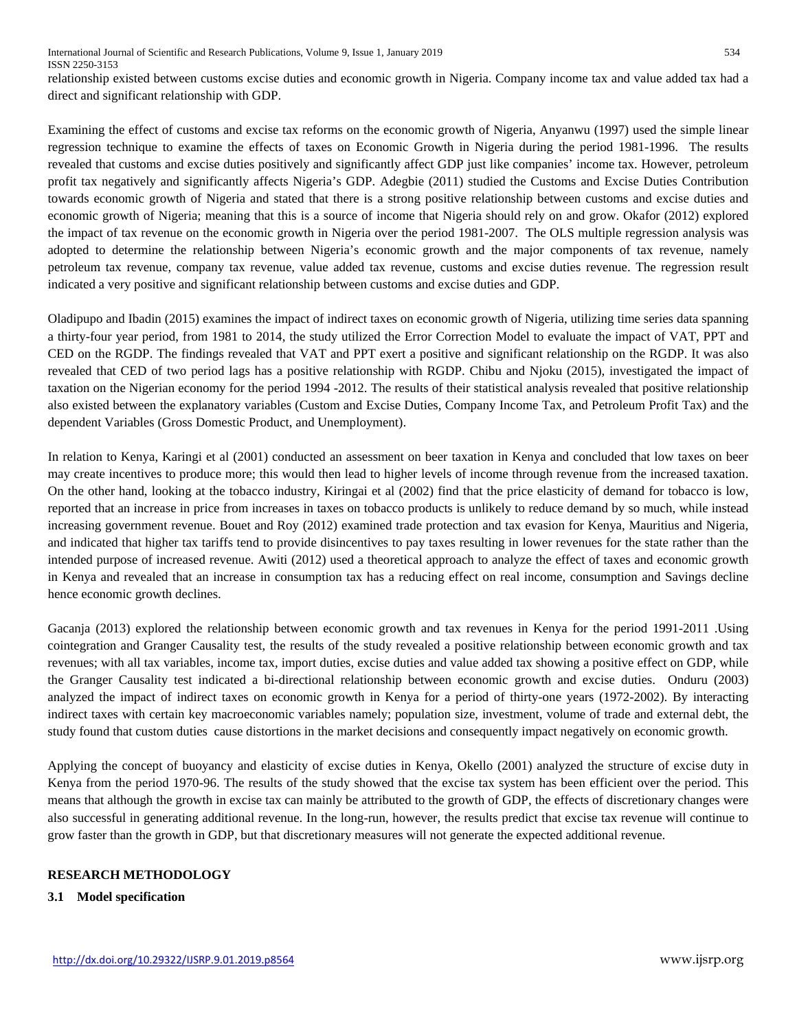relationship existed between customs excise duties and economic growth in Nigeria. Company income tax and value added tax had a direct and significant relationship with GDP.

Examining the effect of customs and excise tax reforms on the economic growth of Nigeria, Anyanwu (1997) used the simple linear regression technique to examine the effects of taxes on Economic Growth in Nigeria during the period 1981-1996. The results revealed that customs and excise duties positively and significantly affect GDP just like companies' income tax. However, petroleum profit tax negatively and significantly affects Nigeria's GDP. Adegbie (2011) studied the Customs and Excise Duties Contribution towards economic growth of Nigeria and stated that there is a strong positive relationship between customs and excise duties and economic growth of Nigeria; meaning that this is a source of income that Nigeria should rely on and grow. Okafor (2012) explored the impact of tax revenue on the economic growth in Nigeria over the period 1981-2007. The OLS multiple regression analysis was adopted to determine the relationship between Nigeria's economic growth and the major components of tax revenue, namely petroleum tax revenue, company tax revenue, value added tax revenue, customs and excise duties revenue. The regression result indicated a very positive and significant relationship between customs and excise duties and GDP.

Oladipupo and Ibadin (2015) examines the impact of indirect taxes on economic growth of Nigeria, utilizing time series data spanning a thirty-four year period, from 1981 to 2014, the study utilized the Error Correction Model to evaluate the impact of VAT, PPT and CED on the RGDP. The findings revealed that VAT and PPT exert a positive and significant relationship on the RGDP. It was also revealed that CED of two period lags has a positive relationship with RGDP. Chibu and Njoku (2015), investigated the impact of taxation on the Nigerian economy for the period 1994 -2012. The results of their statistical analysis revealed that positive relationship also existed between the explanatory variables (Custom and Excise Duties, Company Income Tax, and Petroleum Profit Tax) and the dependent Variables (Gross Domestic Product, and Unemployment).

In relation to Kenya, Karingi et al (2001) conducted an assessment on beer taxation in Kenya and concluded that low taxes on beer may create incentives to produce more; this would then lead to higher levels of income through revenue from the increased taxation. On the other hand, looking at the tobacco industry, Kiringai et al (2002) find that the price elasticity of demand for tobacco is low, reported that an increase in price from increases in taxes on tobacco products is unlikely to reduce demand by so much, while instead increasing government revenue. Bouet and Roy (2012) examined trade protection and tax evasion for Kenya, Mauritius and Nigeria, and indicated that higher tax tariffs tend to provide disincentives to pay taxes resulting in lower revenues for the state rather than the intended purpose of increased revenue. Awiti (2012) used a theoretical approach to analyze the effect of taxes and economic growth in Kenya and revealed that an increase in consumption tax has a reducing effect on real income, consumption and Savings decline hence economic growth declines.

Gacanja (2013) explored the relationship between economic growth and tax revenues in Kenya for the period 1991-2011 .Using cointegration and Granger Causality test, the results of the study revealed a positive relationship between economic growth and tax revenues; with all tax variables, income tax, import duties, excise duties and value added tax showing a positive effect on GDP, while the Granger Causality test indicated a bi-directional relationship between economic growth and excise duties. Onduru (2003) analyzed the impact of indirect taxes on economic growth in Kenya for a period of thirty-one years (1972-2002). By interacting indirect taxes with certain key macroeconomic variables namely; population size, investment, volume of trade and external debt, the study found that custom duties cause distortions in the market decisions and consequently impact negatively on economic growth.

Applying the concept of buoyancy and elasticity of excise duties in Kenya, Okello (2001) analyzed the structure of excise duty in Kenya from the period 1970-96. The results of the study showed that the excise tax system has been efficient over the period. This means that although the growth in excise tax can mainly be attributed to the growth of GDP, the effects of discretionary changes were also successful in generating additional revenue. In the long-run, however, the results predict that excise tax revenue will continue to grow faster than the growth in GDP, but that discretionary measures will not generate the expected additional revenue.

## RESEARCH METHODOLOGY

### 3.1 Model specification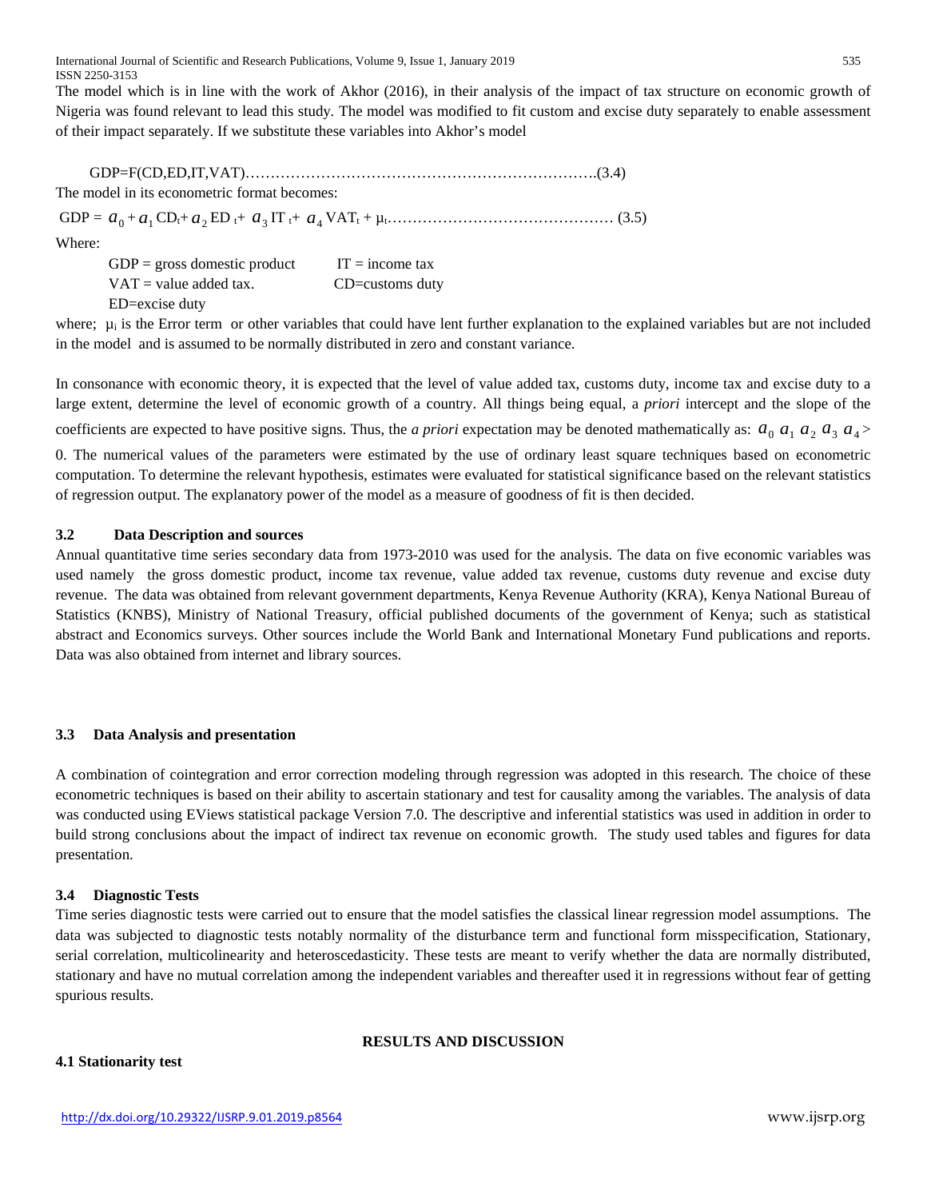The model which is in line with the work of Akhor (2016), in their analysis of the impact of tax structure on economic growth of Nigeria was found relevant to lead this study. The model was modified to fit custom and excise duty separately to enable assessment of their impact separately. If we substitute these variables into Akhor's model

GDP=F(CD,ED,IT,VAT)……………………………………………………………….(3.4)

The model in its econometric format becomes:

$GDP = a_0 + a_1 CD_t + a_2 ED_t + a_3 IT_t + a_4 VAT_t + \mu_t$……………………………………… (3.5)

Where:

GDP = gross domestic product IT = income tax
VAT = value added tax. CD=customs duty
ED=excise duty

where; $\mu_i$ is the Error term or other variables that could have lent further explanation to the explained variables but are not included in the model and is assumed to be normally distributed in zero and constant variance.

In consonance with economic theory, it is expected that the level of value added tax, customs duty, income tax and excise duty to a large extent, determine the level of economic growth of a country. All things being equal, a *priori* intercept and the slope of the coefficients are expected to have positive signs. Thus, the *a priori* expectation may be denoted mathematically as: $a_0\ a_1\ a_2\ a_3\ a_4 > 0$. The numerical values of the parameters were estimated by the use of ordinary least square techniques based on econometric computation. To determine the relevant hypothesis, estimates were evaluated for statistical significance based on the relevant statistics of regression output. The explanatory power of the model as a measure of goodness of fit is then decided.

### 3.2 Data Description and sources

Annual quantitative time series secondary data from 1973-2010 was used for the analysis. The data on five economic variables was used namely the gross domestic product, income tax revenue, value added tax revenue, customs duty revenue and excise duty revenue. The data was obtained from relevant government departments, Kenya Revenue Authority (KRA), Kenya National Bureau of Statistics (KNBS), Ministry of National Treasury, official published documents of the government of Kenya; such as statistical abstract and Economics surveys. Other sources include the World Bank and International Monetary Fund publications and reports. Data was also obtained from internet and library sources.

### 3.3 Data Analysis and presentation

A combination of cointegration and error correction modeling through regression was adopted in this research. The choice of these econometric techniques is based on their ability to ascertain stationary and test for causality among the variables. The analysis of data was conducted using EViews statistical package Version 7.0. The descriptive and inferential statistics was used in addition in order to build strong conclusions about the impact of indirect tax revenue on economic growth. The study used tables and figures for data presentation.

### 3.4 Diagnostic Tests

Time series diagnostic tests were carried out to ensure that the model satisfies the classical linear regression model assumptions. The data was subjected to diagnostic tests notably normality of the disturbance term and functional form misspecification, Stationary, serial correlation, multicolinearity and heteroscedasticity. These tests are meant to verify whether the data are normally distributed, stationary and have no mutual correlation among the independent variables and thereafter used it in regressions without fear of getting spurious results.

## RESULTS AND DISCUSSION

### 4.1 Stationarity test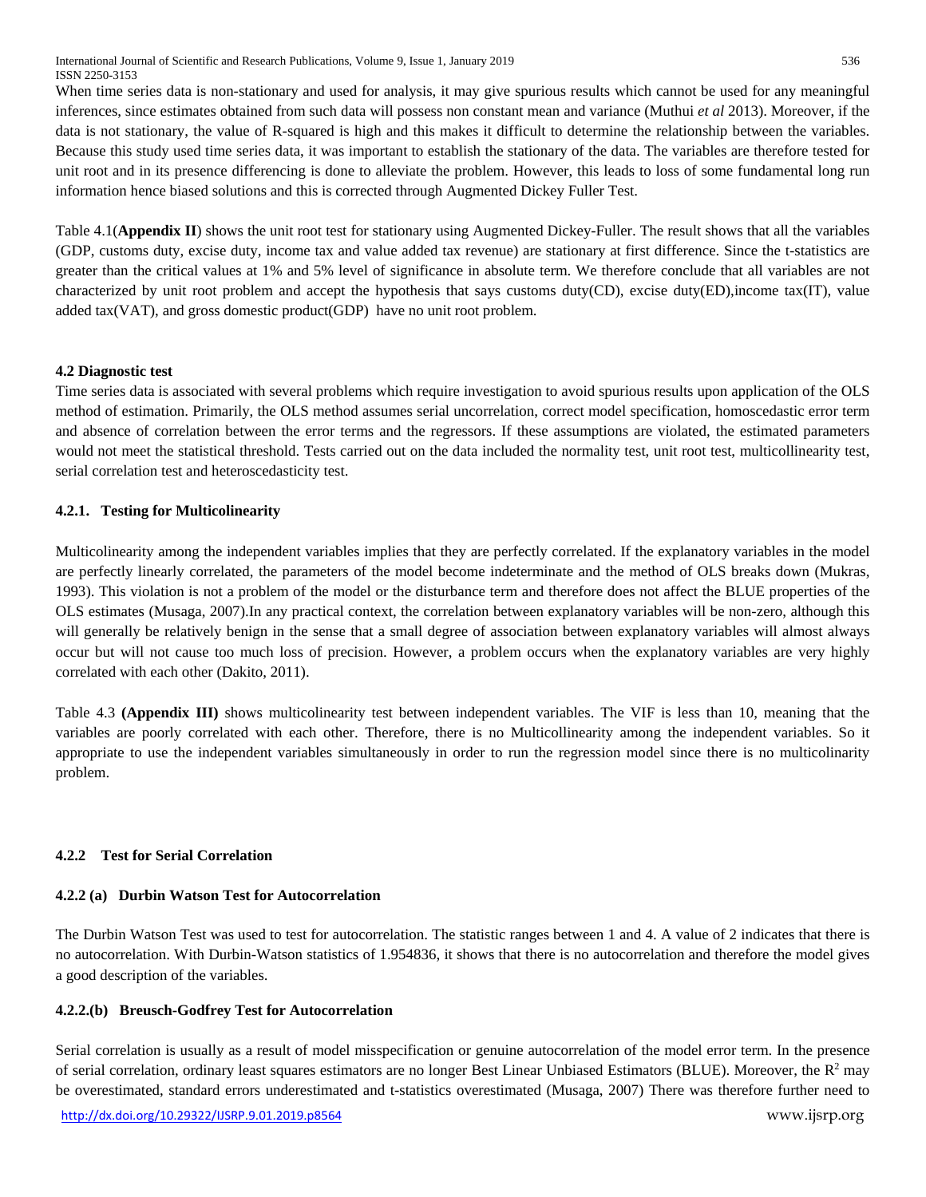When time series data is non-stationary and used for analysis, it may give spurious results which cannot be used for any meaningful inferences, since estimates obtained from such data will possess non constant mean and variance (Muthui *et al* 2013). Moreover, if the data is not stationary, the value of R-squared is high and this makes it difficult to determine the relationship between the variables. Because this study used time series data, it was important to establish the stationary of the data. The variables are therefore tested for unit root and in its presence differencing is done to alleviate the problem. However, this leads to loss of some fundamental long run information hence biased solutions and this is corrected through Augmented Dickey Fuller Test.

Table 4.1(**Appendix II**) shows the unit root test for stationary using Augmented Dickey-Fuller. The result shows that all the variables (GDP, customs duty, excise duty, income tax and value added tax revenue) are stationary at first difference. Since the t-statistics are greater than the critical values at 1% and 5% level of significance in absolute term. We therefore conclude that all variables are not characterized by unit root problem and accept the hypothesis that says customs duty(CD), excise duty(ED),income tax(IT), value added tax(VAT), and gross domestic product(GDP) have no unit root problem.

### 4.2 Diagnostic test

Time series data is associated with several problems which require investigation to avoid spurious results upon application of the OLS method of estimation. Primarily, the OLS method assumes serial uncorrelation, correct model specification, homoscedastic error term and absence of correlation between the error terms and the regressors. If these assumptions are violated, the estimated parameters would not meet the statistical threshold. Tests carried out on the data included the normality test, unit root test, multicollinearity test, serial correlation test and heteroscedasticity test.

#### 4.2.1. Testing for Multicolinearity

Multicolinearity among the independent variables implies that they are perfectly correlated. If the explanatory variables in the model are perfectly linearly correlated, the parameters of the model become indeterminate and the method of OLS breaks down (Mukras, 1993). This violation is not a problem of the model or the disturbance term and therefore does not affect the BLUE properties of the OLS estimates (Musaga, 2007).In any practical context, the correlation between explanatory variables will be non-zero, although this will generally be relatively benign in the sense that a small degree of association between explanatory variables will almost always occur but will not cause too much loss of precision. However, a problem occurs when the explanatory variables are very highly correlated with each other (Dakito, 2011).

Table 4.3 **(Appendix III)** shows multicolinearity test between independent variables. The VIF is less than 10, meaning that the variables are poorly correlated with each other. Therefore, there is no Multicollinearity among the independent variables. So it appropriate to use the independent variables simultaneously in order to run the regression model since there is no multicolinarity problem.

#### 4.2.2 Test for Serial Correlation

#### 4.2.2 (a) Durbin Watson Test for Autocorrelation

The Durbin Watson Test was used to test for autocorrelation. The statistic ranges between 1 and 4. A value of 2 indicates that there is no autocorrelation. With Durbin-Watson statistics of 1.954836, it shows that there is no autocorrelation and therefore the model gives a good description of the variables.

#### 4.2.2.(b) Breusch-Godfrey Test for Autocorrelation

Serial correlation is usually as a result of model misspecification or genuine autocorrelation of the model error term. In the presence of serial correlation, ordinary least squares estimators are no longer Best Linear Unbiased Estimators (BLUE). Moreover, the $R^2$ may be overestimated, standard errors underestimated and t-statistics overestimated (Musaga, 2007) There was therefore further need to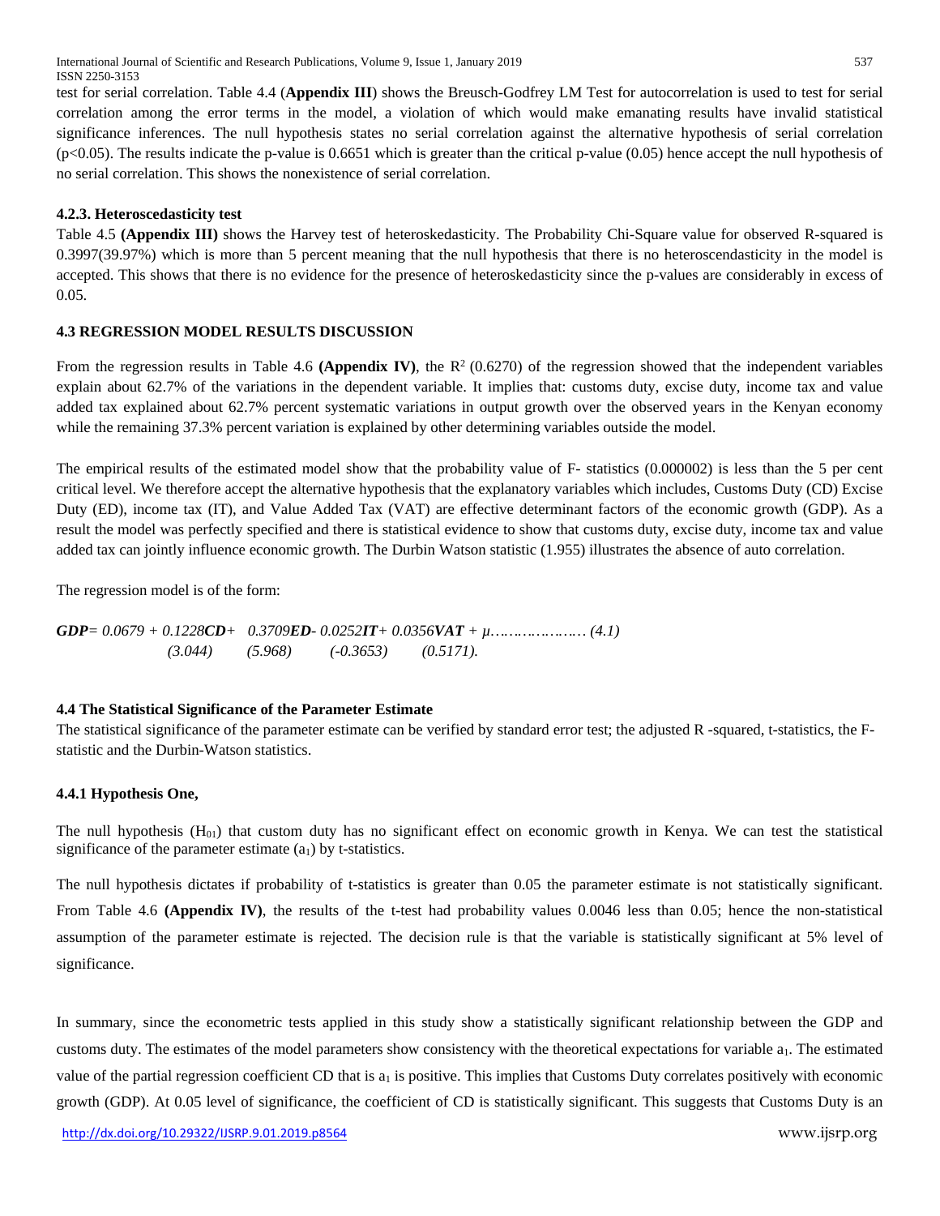test for serial correlation. Table 4.4 (**Appendix III**) shows the Breusch-Godfrey LM Test for autocorrelation is used to test for serial correlation among the error terms in the model, a violation of which would make emanating results have invalid statistical significance inferences. The null hypothesis states no serial correlation against the alternative hypothesis of serial correlation ($p<0.05$). The results indicate the p-value is 0.6651 which is greater than the critical p-value (0.05) hence accept the null hypothesis of no serial correlation. This shows the nonexistence of serial correlation.

### 4.2.3. Heteroscedasticity test

Table 4.5 **(Appendix III)** shows the Harvey test of heteroskedasticity. The Probability Chi-Square value for observed R-squared is 0.3997(39.97%) which is more than 5 percent meaning that the null hypothesis that there is no heteroscendasticity in the model is accepted. This shows that there is no evidence for the presence of heteroskedasticity since the p-values are considerably in excess of 0.05.

## 4.3 REGRESSION MODEL RESULTS DISCUSSION

From the regression results in Table 4.6 **(Appendix IV)**, the $R^2$ (0.6270) of the regression showed that the independent variables explain about 62.7% of the variations in the dependent variable. It implies that: customs duty, excise duty, income tax and value added tax explained about 62.7% percent systematic variations in output growth over the observed years in the Kenyan economy while the remaining 37.3% percent variation is explained by other determining variables outside the model.

The empirical results of the estimated model show that the probability value of F- statistics (0.000002) is less than the 5 per cent critical level. We therefore accept the alternative hypothesis that the explanatory variables which includes, Customs Duty (CD) Excise Duty (ED), income tax (IT), and Value Added Tax (VAT) are effective determinant factors of the economic growth (GDP). As a result the model was perfectly specified and there is statistical evidence to show that customs duty, excise duty, income tax and value added tax can jointly influence economic growth. The Durbin Watson statistic (1.955) illustrates the absence of auto correlation.

The regression model is of the form:

$$\boldsymbol{GDP} = 0.0679 + 0.1228\boldsymbol{CD} + 0.3709\boldsymbol{ED} - 0.0252\boldsymbol{IT} + 0.0356\boldsymbol{VAT} + \mu \ldots\ldots\ldots\ldots\ldots\ldots (4.1)$$

$$(3.044) \quad (5.968) \quad (-0.3653) \quad (0.5171).$$

### 4.4 The Statistical Significance of the Parameter Estimate

The statistical significance of the parameter estimate can be verified by standard error test; the adjusted R -squared, t-statistics, the F-statistic and the Durbin-Watson statistics.

#### 4.4.1 Hypothesis One,

The null hypothesis ($H_{01}$) that custom duty has no significant effect on economic growth in Kenya. We can test the statistical significance of the parameter estimate ($a_1$) by t-statistics.

The null hypothesis dictates if probability of t-statistics is greater than 0.05 the parameter estimate is not statistically significant. From Table 4.6 **(Appendix IV)**, the results of the t-test had probability values 0.0046 less than 0.05; hence the non-statistical assumption of the parameter estimate is rejected. The decision rule is that the variable is statistically significant at 5% level of significance.

In summary, since the econometric tests applied in this study show a statistically significant relationship between the GDP and customs duty. The estimates of the model parameters show consistency with the theoretical expectations for variable $a_1$. The estimated value of the partial regression coefficient CD that is $a_1$ is positive. This implies that Customs Duty correlates positively with economic growth (GDP). At 0.05 level of significance, the coefficient of CD is statistically significant. This suggests that Customs Duty is an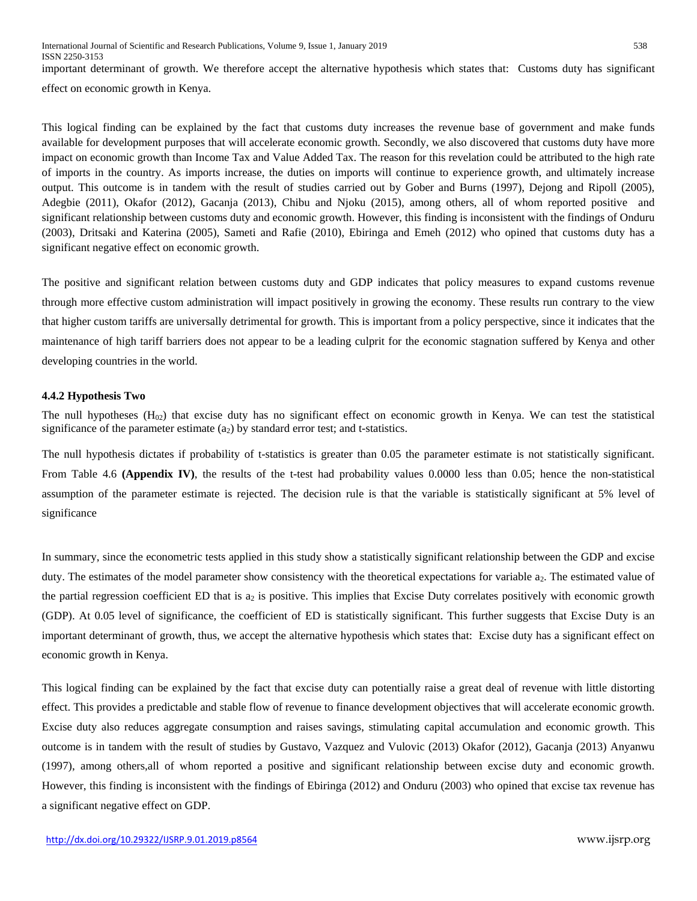important determinant of growth. We therefore accept the alternative hypothesis which states that: Customs duty has significant effect on economic growth in Kenya.

This logical finding can be explained by the fact that customs duty increases the revenue base of government and make funds available for development purposes that will accelerate economic growth. Secondly, we also discovered that customs duty have more impact on economic growth than Income Tax and Value Added Tax. The reason for this revelation could be attributed to the high rate of imports in the country. As imports increase, the duties on imports will continue to experience growth, and ultimately increase output. This outcome is in tandem with the result of studies carried out by Gober and Burns (1997), Dejong and Ripoll (2005), Adegbie (2011), Okafor (2012), Gacanja (2013), Chibu and Njoku (2015), among others, all of whom reported positive and significant relationship between customs duty and economic growth. However, this finding is inconsistent with the findings of Onduru (2003), Dritsaki and Katerina (2005), Sameti and Rafie (2010), Ebiringa and Emeh (2012) who opined that customs duty has a significant negative effect on economic growth.

The positive and significant relation between customs duty and GDP indicates that policy measures to expand customs revenue through more effective custom administration will impact positively in growing the economy. These results run contrary to the view that higher custom tariffs are universally detrimental for growth. This is important from a policy perspective, since it indicates that the maintenance of high tariff barriers does not appear to be a leading culprit for the economic stagnation suffered by Kenya and other developing countries in the world.

### 4.4.2 Hypothesis Two

The null hypotheses ($H_{02}$) that excise duty has no significant effect on economic growth in Kenya. We can test the statistical significance of the parameter estimate ($a_2$) by standard error test; and t-statistics.

The null hypothesis dictates if probability of t-statistics is greater than 0.05 the parameter estimate is not statistically significant. From Table 4.6 **(Appendix IV)**, the results of the t-test had probability values 0.0000 less than 0.05; hence the non-statistical assumption of the parameter estimate is rejected. The decision rule is that the variable is statistically significant at 5% level of significance

In summary, since the econometric tests applied in this study show a statistically significant relationship between the GDP and excise duty. The estimates of the model parameter show consistency with the theoretical expectations for variable $a_2$. The estimated value of the partial regression coefficient ED that is $a_2$ is positive. This implies that Excise Duty correlates positively with economic growth (GDP). At 0.05 level of significance, the coefficient of ED is statistically significant. This further suggests that Excise Duty is an important determinant of growth, thus, we accept the alternative hypothesis which states that: Excise duty has a significant effect on economic growth in Kenya.

This logical finding can be explained by the fact that excise duty can potentially raise a great deal of revenue with little distorting effect. This provides a predictable and stable flow of revenue to finance development objectives that will accelerate economic growth. Excise duty also reduces aggregate consumption and raises savings, stimulating capital accumulation and economic growth. This outcome is in tandem with the result of studies by Gustavo, Vazquez and Vulovic (2013) Okafor (2012), Gacanja (2013) Anyanwu (1997), among others,all of whom reported a positive and significant relationship between excise duty and economic growth. However, this finding is inconsistent with the findings of Ebiringa (2012) and Onduru (2003) who opined that excise tax revenue has a significant negative effect on GDP.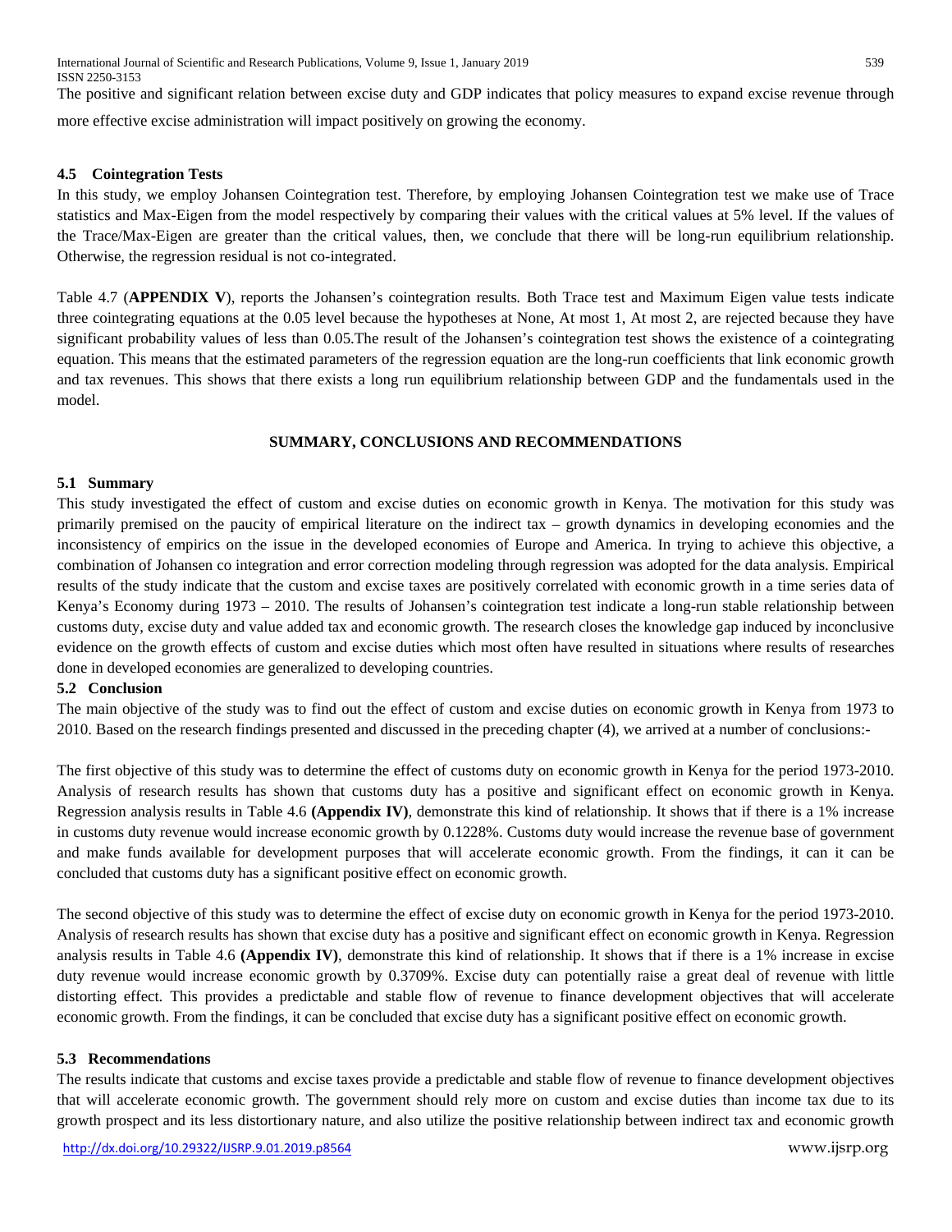The positive and significant relation between excise duty and GDP indicates that policy measures to expand excise revenue through more effective excise administration will impact positively on growing the economy.

### 4.5 Cointegration Tests

In this study, we employ Johansen Cointegration test. Therefore, by employing Johansen Cointegration test we make use of Trace statistics and Max-Eigen from the model respectively by comparing their values with the critical values at 5% level. If the values of the Trace/Max-Eigen are greater than the critical values, then, we conclude that there will be long-run equilibrium relationship. Otherwise, the regression residual is not co-integrated.

Table 4.7 (**APPENDIX V**), reports the Johansen's cointegration results. Both Trace test and Maximum Eigen value tests indicate three cointegrating equations at the 0.05 level because the hypotheses at None, At most 1, At most 2, are rejected because they have significant probability values of less than 0.05.The result of the Johansen's cointegration test shows the existence of a cointegrating equation. This means that the estimated parameters of the regression equation are the long-run coefficients that link economic growth and tax revenues. This shows that there exists a long run equilibrium relationship between GDP and the fundamentals used in the model.

## SUMMARY, CONCLUSIONS AND RECOMMENDATIONS

### 5.1 Summary

This study investigated the effect of custom and excise duties on economic growth in Kenya. The motivation for this study was primarily premised on the paucity of empirical literature on the indirect tax – growth dynamics in developing economies and the inconsistency of empirics on the issue in the developed economies of Europe and America. In trying to achieve this objective, a combination of Johansen co integration and error correction modeling through regression was adopted for the data analysis. Empirical results of the study indicate that the custom and excise taxes are positively correlated with economic growth in a time series data of Kenya's Economy during 1973 – 2010. The results of Johansen's cointegration test indicate a long-run stable relationship between customs duty, excise duty and value added tax and economic growth. The research closes the knowledge gap induced by inconclusive evidence on the growth effects of custom and excise duties which most often have resulted in situations where results of researches done in developed economies are generalized to developing countries.

### 5.2 Conclusion

The main objective of the study was to find out the effect of custom and excise duties on economic growth in Kenya from 1973 to 2010. Based on the research findings presented and discussed in the preceding chapter (4), we arrived at a number of conclusions:-

The first objective of this study was to determine the effect of customs duty on economic growth in Kenya for the period 1973-2010. Analysis of research results has shown that customs duty has a positive and significant effect on economic growth in Kenya. Regression analysis results in Table 4.6 **(Appendix IV)**, demonstrate this kind of relationship. It shows that if there is a 1% increase in customs duty revenue would increase economic growth by 0.1228%. Customs duty would increase the revenue base of government and make funds available for development purposes that will accelerate economic growth. From the findings, it can it can be concluded that customs duty has a significant positive effect on economic growth.

The second objective of this study was to determine the effect of excise duty on economic growth in Kenya for the period 1973-2010. Analysis of research results has shown that excise duty has a positive and significant effect on economic growth in Kenya. Regression analysis results in Table 4.6 **(Appendix IV)**, demonstrate this kind of relationship. It shows that if there is a 1% increase in excise duty revenue would increase economic growth by 0.3709%. Excise duty can potentially raise a great deal of revenue with little distorting effect. This provides a predictable and stable flow of revenue to finance development objectives that will accelerate economic growth. From the findings, it can be concluded that excise duty has a significant positive effect on economic growth.

### 5.3 Recommendations

The results indicate that customs and excise taxes provide a predictable and stable flow of revenue to finance development objectives that will accelerate economic growth. The government should rely more on custom and excise duties than income tax due to its growth prospect and its less distortionary nature, and also utilize the positive relationship between indirect tax and economic growth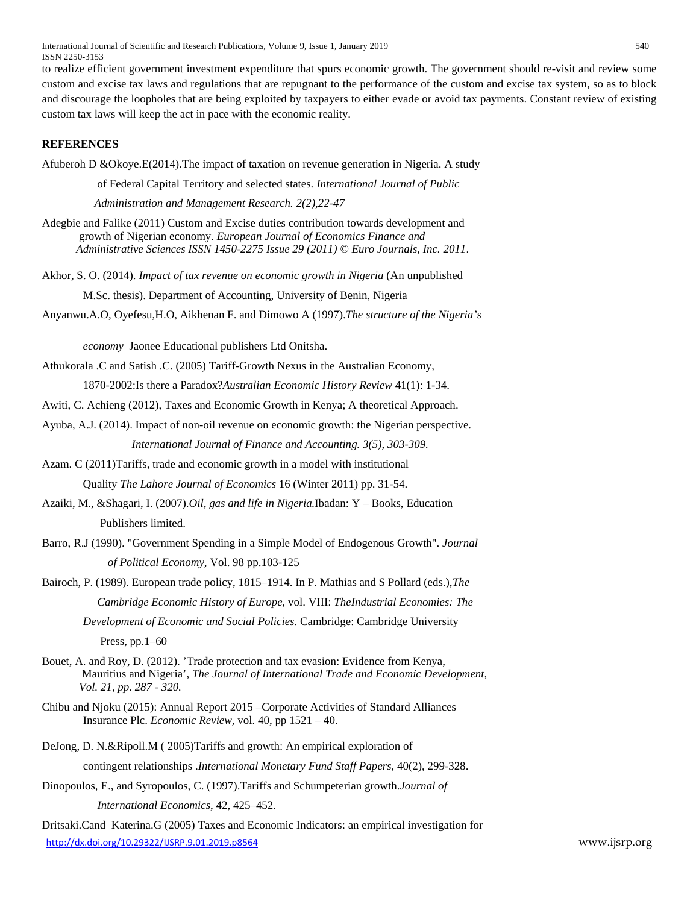to realize efficient government investment expenditure that spurs economic growth. The government should re-visit and review some custom and excise tax laws and regulations that are repugnant to the performance of the custom and excise tax system, so as to block and discourage the loopholes that are being exploited by taxpayers to either evade or avoid tax payments. Constant review of existing custom tax laws will keep the act in pace with the economic reality.

## REFERENCES

Afuberoh D &Okoye.E(2014).The impact of taxation on revenue generation in Nigeria. A study of Federal Capital Territory and selected states. *International Journal of Public Administration and Management Research. 2(2),22-47*

Adegbie and Falike (2011) Custom and Excise duties contribution towards development and growth of Nigerian economy. *European Journal of Economics Finance and Administrative Sciences ISSN 1450-2275 Issue 29 (2011) © Euro Journals, Inc. 2011*.

Akhor, S. O. (2014). *Impact of tax revenue on economic growth in Nigeria* (An unpublished M.Sc. thesis). Department of Accounting, University of Benin, Nigeria

Anyanwu.A.O, Oyefesu,H.O, Aikhenan F. and Dimowo A (1997).*The structure of the Nigeria's economy* Jaonee Educational publishers Ltd Onitsha.

Athukorala .C and Satish .C. (2005) Tariff-Growth Nexus in the Australian Economy, 1870-2002:Is there a Paradox?*Australian Economic History Review* 41(1): 1-34.

Awiti, C. Achieng (2012), Taxes and Economic Growth in Kenya; A theoretical Approach.

Ayuba, A.J. (2014). Impact of non-oil revenue on economic growth: the Nigerian perspective. *International Journal of Finance and Accounting. 3(5), 303-309.*

Azam. C (2011)Tariffs, trade and economic growth in a model with institutional Quality *The Lahore Journal of Economics* 16 (Winter 2011) pp. 31-54.

Azaiki, M., &Shagari, I. (2007).*Oil, gas and life in Nigeria.*Ibadan: Y – Books, Education Publishers limited.

Barro, R.J (1990). "Government Spending in a Simple Model of Endogenous Growth". *Journal of Political Economy*, Vol. 98 pp.103-125

Bairoch, P. (1989). European trade policy, 1815–1914. In P. Mathias and S Pollard (eds.),*The Cambridge Economic History of Europe*, vol. VIII: *TheIndustrial Economies: The Development of Economic and Social Policies*. Cambridge: Cambridge University Press, pp.1–60

Bouet, A. and Roy, D. (2012). 'Trade protection and tax evasion: Evidence from Kenya, Mauritius and Nigeria', *The Journal of International Trade and Economic Development, Vol. 21, pp. 287 - 320.*

Chibu and Njoku (2015): Annual Report 2015 –Corporate Activities of Standard Alliances Insurance Plc. *Economic Review*, vol. 40, pp 1521 – 40.

DeJong, D. N.&Ripoll.M ( 2005)Tariffs and growth: An empirical exploration of contingent relationships .*International Monetary Fund Staff Papers*, 40(2), 299-328.

Dinopoulos, E., and Syropoulos, C. (1997).Tariffs and Schumpeterian growth.*Journal of International Economics*, 42, 425–452.

Dritsaki.Cand Katerina.G (2005) Taxes and Economic Indicators: an empirical investigation for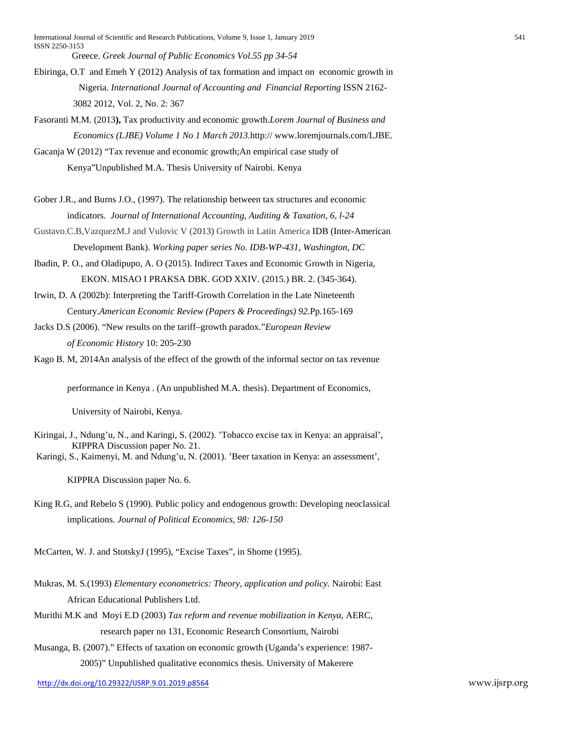Greece. *Greek Journal of Public Economics Vol.55 pp 34-54*

Ebiringa, O.T and Emeh Y (2012) Analysis of tax formation and impact on economic growth in Nigeria. *International Journal of Accounting and Financial Reporting* ISSN 2162-3082 2012, Vol. 2, No. 2: 367

Fasoranti M.M. (2013**),** Tax productivity and economic growth.*Lorem Journal of Business and Economics (LJBE) Volume 1 No 1 March 2013*.http:// www.loremjournals.com/LJBE.

Gacanja W (2012) "Tax revenue and economic growth;An empirical case study of Kenya"Unpublished M.A. Thesis University of Nairobi. Kenya

Gober J.R., and Burns J.O., (1997). The relationship between tax structures and economic indicators. *Journal of International Accounting, Auditing & Taxation, 6, l-24*

Gustavo.C.B,VazquezM.J and Vulovic V (2013) Growth in Latin America IDB (Inter-American Development Bank). *Working paper series No. IDB-WP-431, Washington, DC*

Ibadin, P. O., and Oladipupo, A. O (2015). Indirect Taxes and Economic Growth in Nigeria, EKON. MISAO I PRAKSA DBK. GOD XXIV. (2015.) BR. 2. (345-364).

Irwin, D. A (2002b): Interpreting the Tariff-Growth Correlation in the Late Nineteenth Century.*American Economic Review (Papers & Proceedings) 92*.Pp.165-169

Jacks D.S (2006). "New results on the tariff–growth paradox."*European Review of Economic History* 10: 205-230

Kago B. M, 2014An analysis of the effect of the growth of the informal sector on tax revenue performance in Kenya . (An unpublished M.A. thesis). Department of Economics, University of Nairobi, Kenya.

Kiringai, J., Ndung'u, N., and Karingi, S. (2002). 'Tobacco excise tax in Kenya: an appraisal', KIPPRA Discussion paper No. 21.

Karingi, S., Kaimenyi, M. and Ndung'u, N. (2001). 'Beer taxation in Kenya: an assessment', KIPPRA Discussion paper No. 6.

King R.G, and Rebelo S (1990). Public policy and endogenous growth: Developing neoclassical implications. *Journal of Political Economics, 98: 126-150*

McCarten, W. J. and StotskyJ (1995), "Excise Taxes", in Shome (1995).

Mukras, M. S.(1993) *Elementary econometrics: Theory, application and policy.* Nairobi: East African Educational Publishers Ltd.

Murithi M.K and Moyi E.D (2003) *Tax reform and revenue mobilization in Kenya*, AERC, research paper no 131, Economic Research Consortium, Nairobi

Musanga, B. (2007)." Effects of taxation on economic growth (Uganda's experience: 1987-2005)" Unpublished qualitative economics thesis. University of Makerere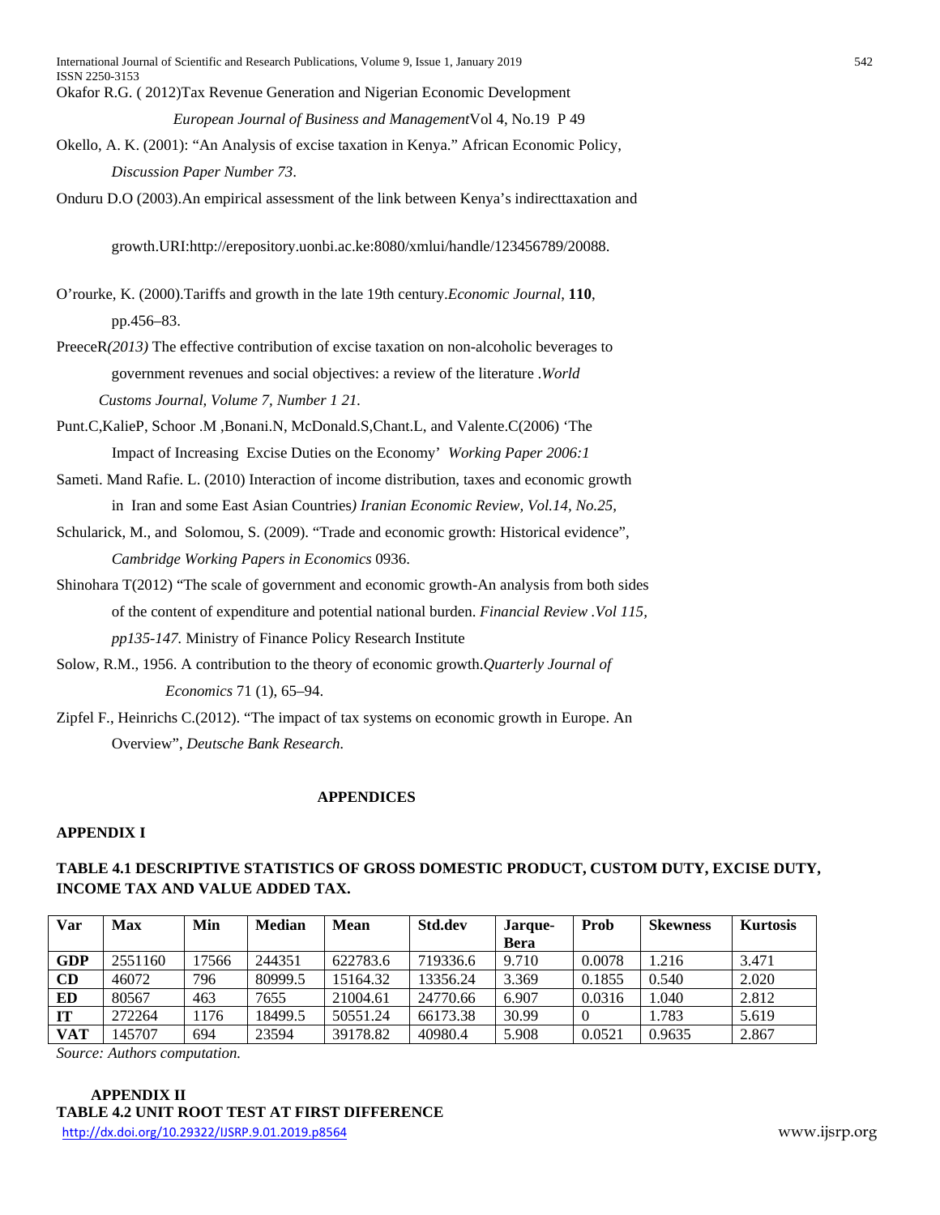Okafor R.G. ( 2012)Tax Revenue Generation and Nigerian Economic Development *European Journal of Business and Management*Vol 4, No.19 P 49

Okello, A. K. (2001): "An Analysis of excise taxation in Kenya." African Economic Policy, *Discussion Paper Number 73*.

Onduru D.O (2003).An empirical assessment of the link between Kenya's indirecttaxation and growth.URI:http://erepository.uonbi.ac.ke:8080/xmlui/handle/123456789/20088.

O'rourke, K. (2000).Tariffs and growth in the late 19th century.*Economic Journal*, **110**, pp.456–83.

PreeceR*(2013)* The effective contribution of excise taxation on non-alcoholic beverages to government revenues and social objectives: a review of the literature .*World Customs Journal, Volume 7, Number 1 21.*

Punt.C,KalieP, Schoor .M ,Bonani.N, McDonald.S,Chant.L, and Valente.C(2006) 'The Impact of Increasing Excise Duties on the Economy' *Working Paper 2006:1*

Sameti. Mand Rafie. L. (2010) Interaction of income distribution, taxes and economic growth in Iran and some East Asian Countries*) Iranian Economic Review, Vol.14, No.25,*

Schularick, M., and Solomou, S. (2009). "Trade and economic growth: Historical evidence", *Cambridge Working Papers in Economics* 0936.

Shinohara T(2012) "The scale of government and economic growth-An analysis from both sides of the content of expenditure and potential national burden. *Financial Review .Vol 115, pp135-147.* Ministry of Finance Policy Research Institute

Solow, R.M., 1956. A contribution to the theory of economic growth.*Quarterly Journal of Economics* 71 (1), 65–94.

Zipfel F., Heinrichs C.(2012). "The impact of tax systems on economic growth in Europe. An Overview", *Deutsche Bank Research.*

## APPENDICES

### APPENDIX I

**TABLE 4.1 DESCRIPTIVE STATISTICS OF GROSS DOMESTIC PRODUCT, CUSTOM DUTY, EXCISE DUTY, INCOME TAX AND VALUE ADDED TAX.**

| Var | Max | Min | Median | Mean | Std.dev | Jarque-Bera | Prob | Skewness | Kurtosis |
|---|---|---|---|---|---|---|---|---|---|
| **GDP** | 2551160 | 17566 | 244351 | 622783.6 | 719336.6 | 9.710 | 0.0078 | 1.216 | 3.471 |
| **CD** | 46072 | 796 | 80999.5 | 15164.32 | 13356.24 | 3.369 | 0.1855 | 0.540 | 2.020 |
| **ED** | 80567 | 463 | 7655 | 21004.61 | 24770.66 | 6.907 | 0.0316 | 1.040 | 2.812 |
| **IT** | 272264 | 1176 | 18499.5 | 50551.24 | 66173.38 | 30.99 | 0 | 1.783 | 5.619 |
| **VAT** | 145707 | 694 | 23594 | 39178.82 | 40980.4 | 5.908 | 0.0521 | 0.9635 | 2.867 |

*Source: Authors computation.*

### APPENDIX II

**TABLE 4.2 UNIT ROOT TEST AT FIRST DIFFERENCE**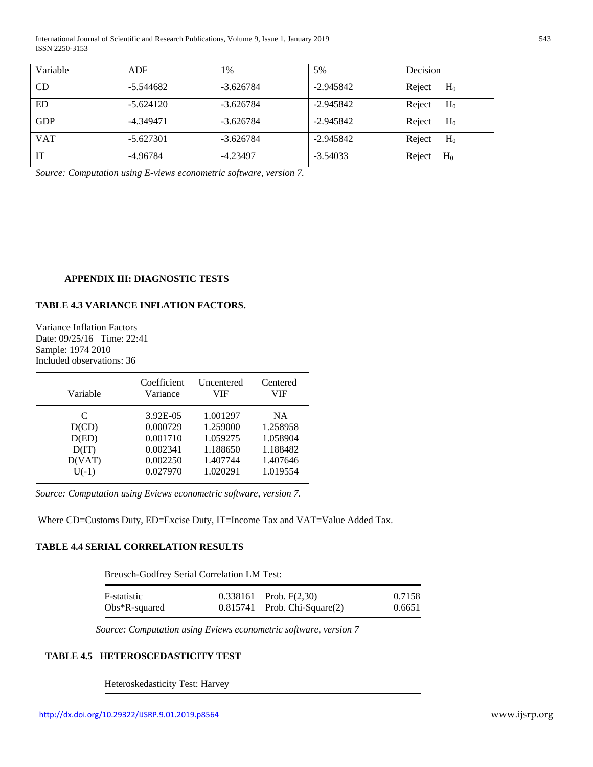| Variable | ADF | 1% | 5% | Decision |
|---|---|---|---|---|
| CD | -5.544682 | -3.626784 | -2.945842 | Reject $H_0$ |
| ED | -5.624120 | -3.626784 | -2.945842 | Reject $H_0$ |
| GDP | -4.349471 | -3.626784 | -2.945842 | Reject $H_0$ |
| VAT | -5.627301 | -3.626784 | -2.945842 | Reject $H_0$ |
| IT | -4.96784 | -4.23497 | -3.54033 | Reject $H_0$ |

*Source: Computation using E-views econometric software, version 7.*

## APPENDIX III: DIAGNOSTIC TESTS

### TABLE 4.3 VARIANCE INFLATION FACTORS.

Variance Inflation Factors
Date: 09/25/16 Time: 22:41
Sample: 1974 2010
Included observations: 36

| Variable | Coefficient Variance | Uncentered VIF | Centered VIF |
|---|---|---|---|
| C | 3.92E-05 | 1.001297 | NA |
| D(CD) | 0.000729 | 1.259000 | 1.258958 |
| D(ED) | 0.001710 | 1.059275 | 1.058904 |
| D(IT) | 0.002341 | 1.188650 | 1.188482 |
| D(VAT) | 0.002250 | 1.407744 | 1.407646 |
| U(-1) | 0.027970 | 1.020291 | 1.019554 |

*Source: Computation using Eviews econometric software, version 7.*

Where CD=Customs Duty, ED=Excise Duty, IT=Income Tax and VAT=Value Added Tax.

### TABLE 4.4 SERIAL CORRELATION RESULTS

Breusch-Godfrey Serial Correlation LM Test:

| | | | |
|---|---|---|---|
| F-statistic | 0.338161 | Prob. F(2,30) | 0.7158 |
| Obs*R-squared | 0.815741 | Prob. Chi-Square(2) | 0.6651 |

*Source: Computation using Eviews econometric software, version 7*

### TABLE 4.5 HETEROSCEDASTICITY TEST

Heteroskedasticity Test: Harvey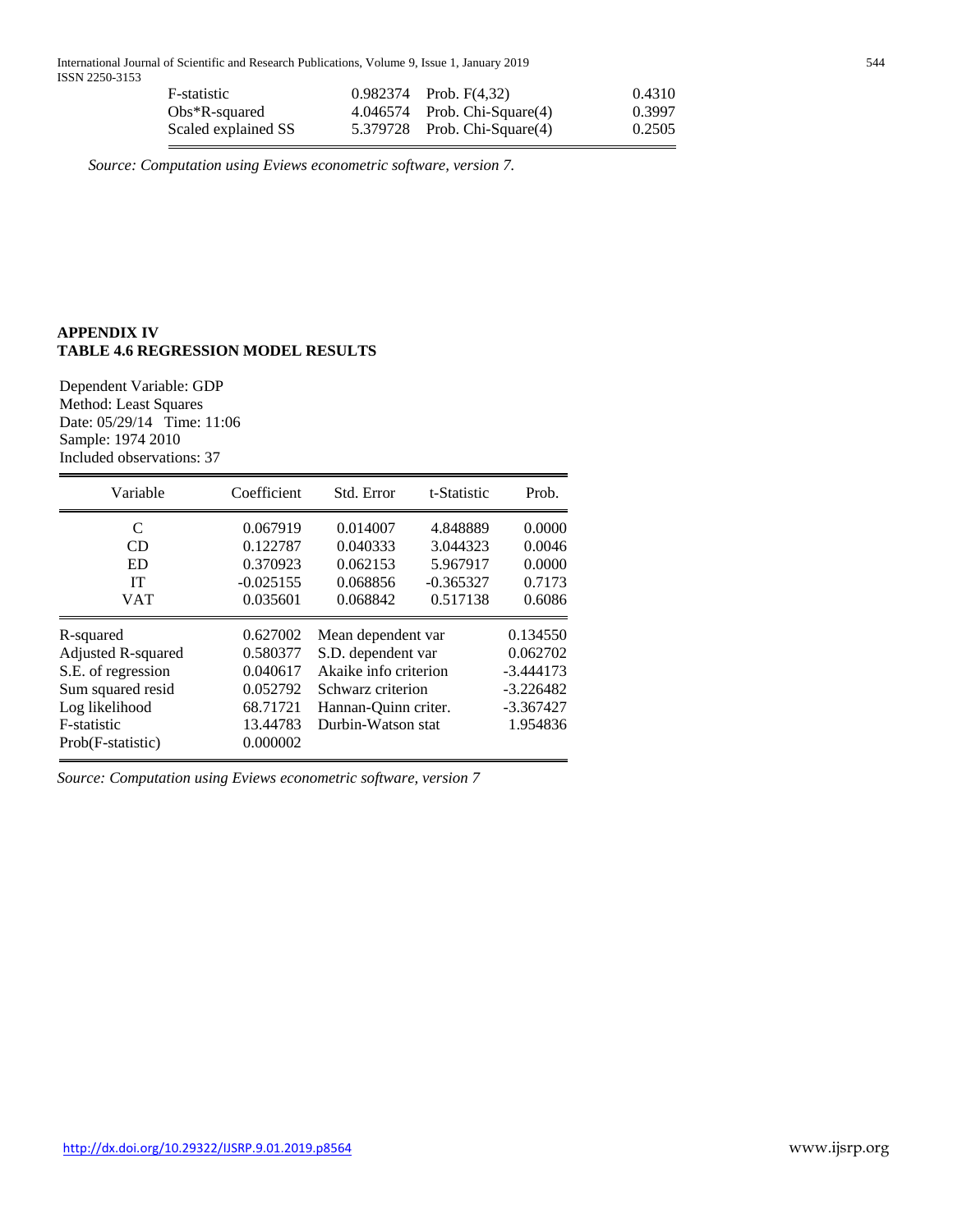| | | | |
|---|---|---|---|
| F-statistic | 0.982374 | Prob. F(4,32) | 0.4310 |
| Obs*R-squared | 4.046574 | Prob. Chi-Square(4) | 0.3997 |
| Scaled explained SS | 5.379728 | Prob. Chi-Square(4) | 0.2505 |

*Source: Computation using Eviews econometric software, version 7.*

**APPENDIX IV**
**TABLE 4.6 REGRESSION MODEL RESULTS**

Dependent Variable: GDP
Method: Least Squares
Date: 05/29/14 Time: 11:06
Sample: 1974 2010
Included observations: 37

| Variable | Coefficient | Std. Error | t-Statistic | Prob. |
|---|---|---|---|---|
| C | 0.067919 | 0.014007 | 4.848889 | 0.0000 |
| CD | 0.122787 | 0.040333 | 3.044323 | 0.0046 |
| ED | 0.370923 | 0.062153 | 5.967917 | 0.0000 |
| IT | -0.025155 | 0.068856 | -0.365327 | 0.7173 |
| VAT | 0.035601 | 0.068842 | 0.517138 | 0.6086 |

| | | | |
|---|---|---|---|
| R-squared | 0.627002 | Mean dependent var | 0.134550 |
| Adjusted R-squared | 0.580377 | S.D. dependent var | 0.062702 |
| S.E. of regression | 0.040617 | Akaike info criterion | -3.444173 |
| Sum squared resid | 0.052792 | Schwarz criterion | -3.226482 |
| Log likelihood | 68.71721 | Hannan-Quinn criter. | -3.367427 |
| F-statistic | 13.44783 | Durbin-Watson stat | 1.954836 |
| Prob(F-statistic) | 0.000002 | | |

*Source: Computation using Eviews econometric software, version 7*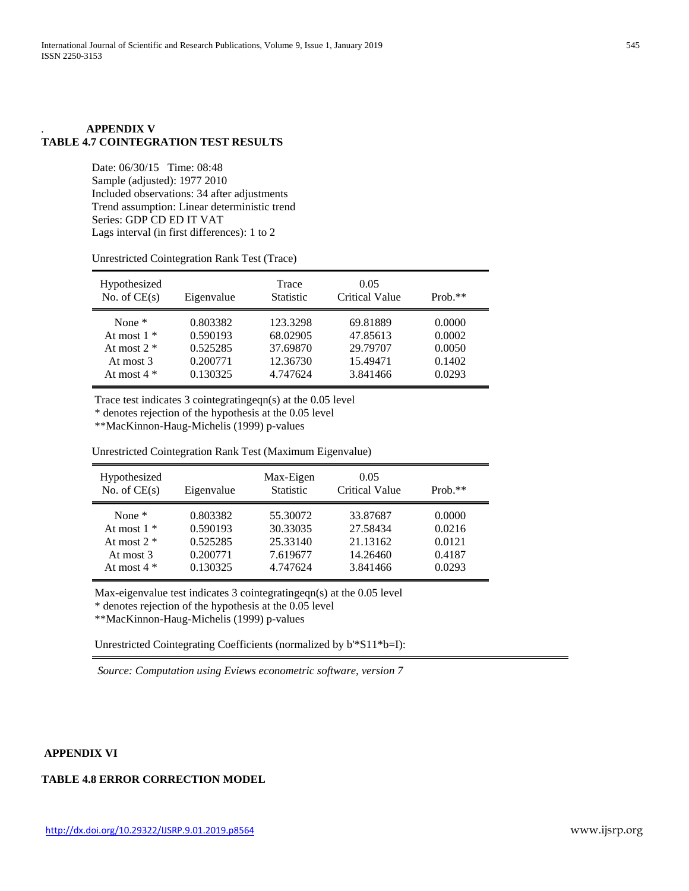## APPENDIX V

## TABLE 4.7 COINTEGRATION TEST RESULTS

Date: 06/30/15 Time: 08:48
Sample (adjusted): 1977 2010
Included observations: 34 after adjustments
Trend assumption: Linear deterministic trend
Series: GDP CD ED IT VAT
Lags interval (in first differences): 1 to 2

Unrestricted Cointegration Rank Test (Trace)

| Hypothesized No. of CE(s) | Eigenvalue | Trace Statistic | 0.05 Critical Value | Prob.** |
|---|---|---|---|---|
| None * | 0.803382 | 123.3298 | 69.81889 | 0.0000 |
| At most 1 * | 0.590193 | 68.02905 | 47.85613 | 0.0002 |
| At most 2 * | 0.525285 | 37.69870 | 29.79707 | 0.0050 |
| At most 3 | 0.200771 | 12.36730 | 15.49471 | 0.1402 |
| At most 4 * | 0.130325 | 4.747624 | 3.841466 | 0.0293 |

Trace test indicates 3 cointegratingeqn(s) at the 0.05 level
* denotes rejection of the hypothesis at the 0.05 level
**MacKinnon-Haug-Michelis (1999) p-values

Unrestricted Cointegration Rank Test (Maximum Eigenvalue)

| Hypothesized No. of CE(s) | Eigenvalue | Max-Eigen Statistic | 0.05 Critical Value | Prob.** |
|---|---|---|---|---|
| None * | 0.803382 | 55.30072 | 33.87687 | 0.0000 |
| At most 1 * | 0.590193 | 30.33035 | 27.58434 | 0.0216 |
| At most 2 * | 0.525285 | 25.33140 | 21.13162 | 0.0121 |
| At most 3 | 0.200771 | 7.619677 | 14.26460 | 0.4187 |
| At most 4 * | 0.130325 | 4.747624 | 3.841466 | 0.0293 |

Max-eigenvalue test indicates 3 cointegratingeqn(s) at the 0.05 level
* denotes rejection of the hypothesis at the 0.05 level
**MacKinnon-Haug-Michelis (1999) p-values

Unrestricted Cointegrating Coefficients (normalized by b'*S11*b=I):

*Source: Computation using Eviews econometric software, version 7*

## APPENDIX VI

## TABLE 4.8 ERROR CORRECTION MODEL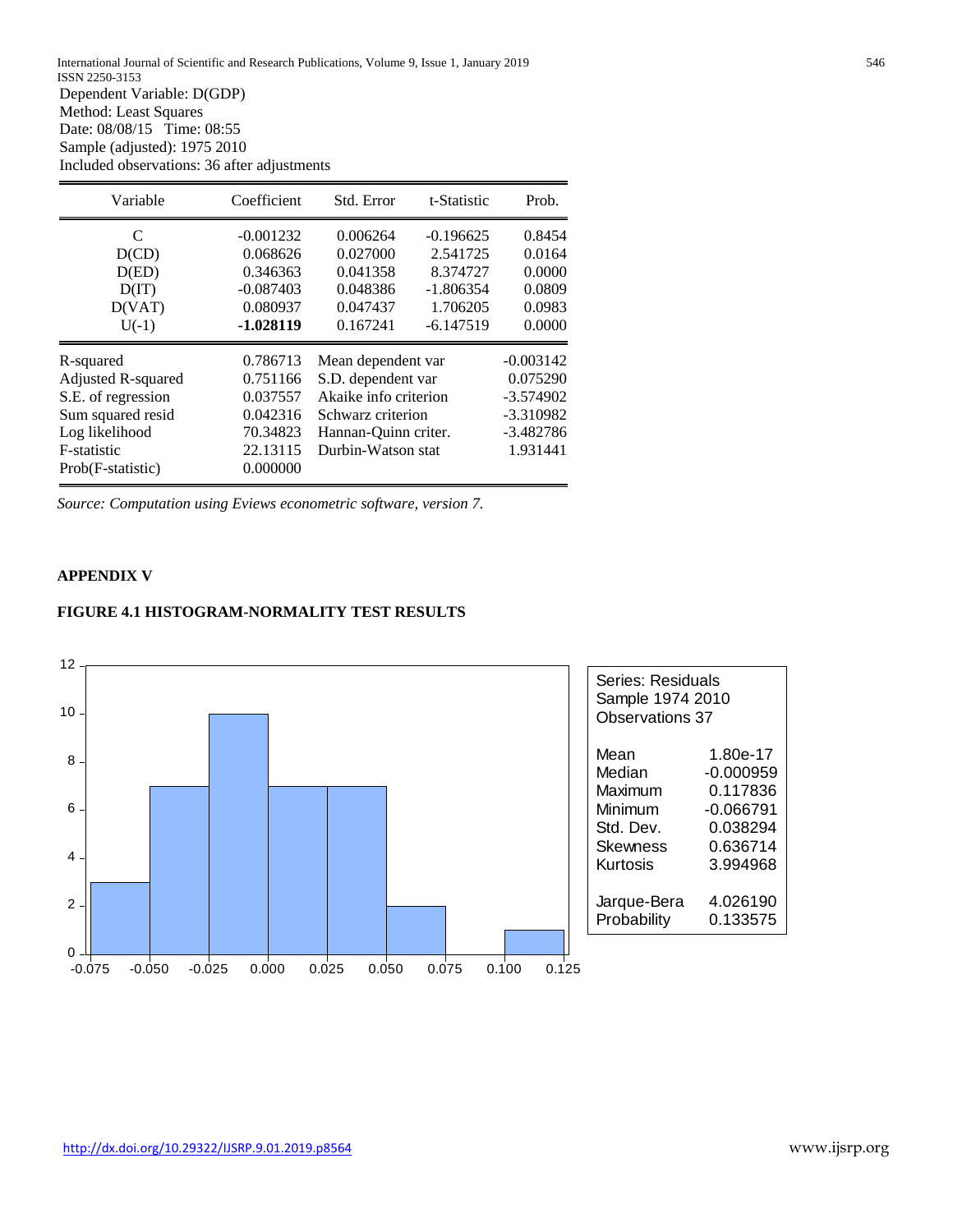Dependent Variable: D(GDP)
Method: Least Squares
Date: 08/08/15 Time: 08:55
Sample (adjusted): 1975 2010
Included observations: 36 after adjustments

| Variable | Coefficient | Std. Error | t-Statistic | Prob. |
|---|---|---|---|---|
| C | -0.001232 | 0.006264 | -0.196625 | 0.8454 |
| D(CD) | 0.068626 | 0.027000 | 2.541725 | 0.0164 |
| D(ED) | 0.346363 | 0.041358 | 8.374727 | 0.0000 |
| D(IT) | -0.087403 | 0.048386 | -1.806354 | 0.0809 |
| D(VAT) | 0.080937 | 0.047437 | 1.706205 | 0.0983 |
| U(-1) | **-1.028119** | 0.167241 | -6.147519 | 0.0000 |

| | | | |
|---|---|---|---|
| R-squared | 0.786713 | Mean dependent var | -0.003142 |
| Adjusted R-squared | 0.751166 | S.D. dependent var | 0.075290 |
| S.E. of regression | 0.037557 | Akaike info criterion | -3.574902 |
| Sum squared resid | 0.042316 | Schwarz criterion | -3.310982 |
| Log likelihood | 70.34823 | Hannan-Quinn criter. | -3.482786 |
| F-statistic | 22.13115 | Durbin-Watson stat | 1.931441 |
| Prob(F-statistic) | 0.000000 | | |

*Source: Computation using Eviews econometric software, version 7.*

**APPENDIX V**

**FIGURE 4.1 HISTOGRAM-NORMALITY TEST RESULTS**

12
10
8
6
4
2
0
-0.075 -0.050 -0.025 0.000 0.025 0.050 0.075 0.100 0.125

Series: Residuals
Sample 1974 2010
Observations 37

Mean 1.80e-17
Median -0.000959
Maximum 0.117836
Minimum -0.066791
Std. Dev. 0.038294
Skewness 0.636714
Kurtosis 3.994968

Jarque-Bera 4.026190
Probability 0.133575